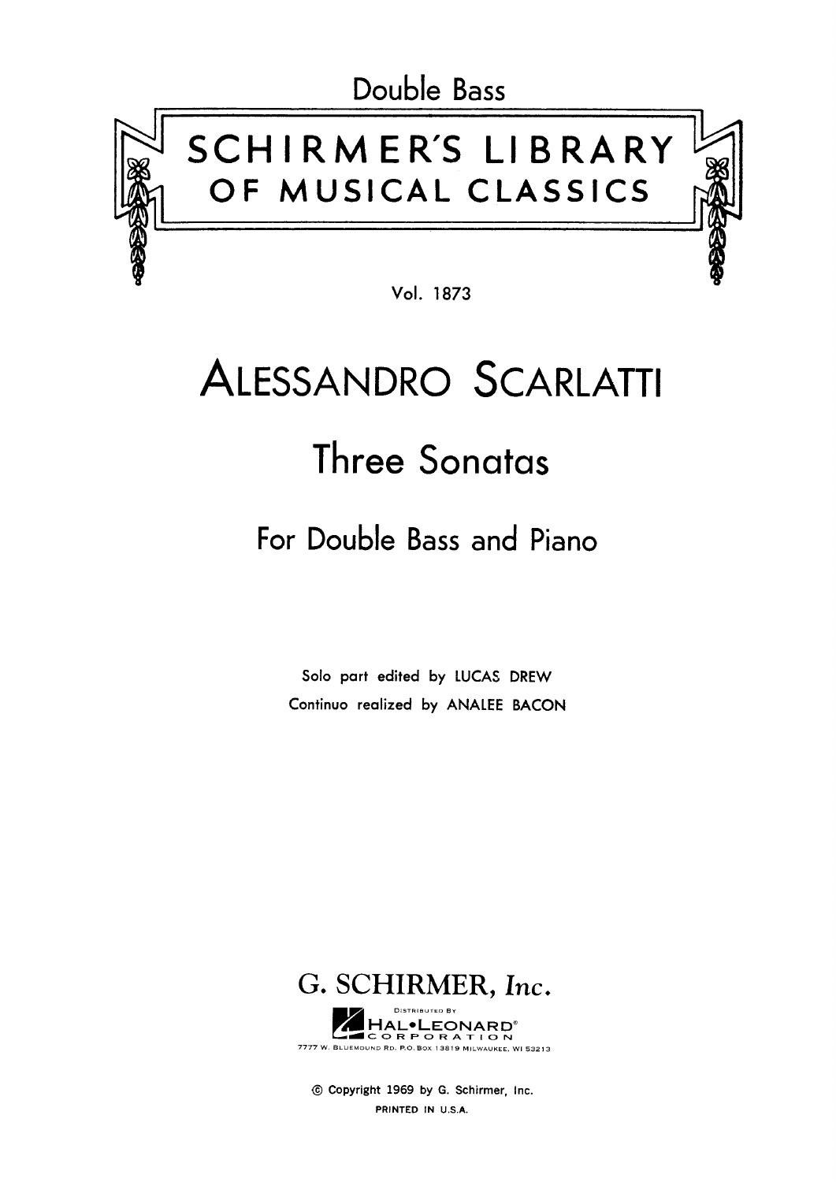Double Bass

# SCHIRMER'S LIBRARY OF MUSICAL CLASSICS

Vol. 1873

# ALESSANDRO SCARLATTI

## Three Sonatas

### For Double Bass and Piano

Solo part edited by LUCAS DREW

Continuo realized by ANALEE BACON

G. SCHIRMER, *Inc.*

DISTRIBUTED BY

HAL•LEONARD® CORPORATION

7777 W. BLUEMOUND RD. P.O. BOX 13819 MILWAUKEE, WI 53213

© Copyright 1969 by G. Schirmer, Inc.

PRINTED IN U.S.A.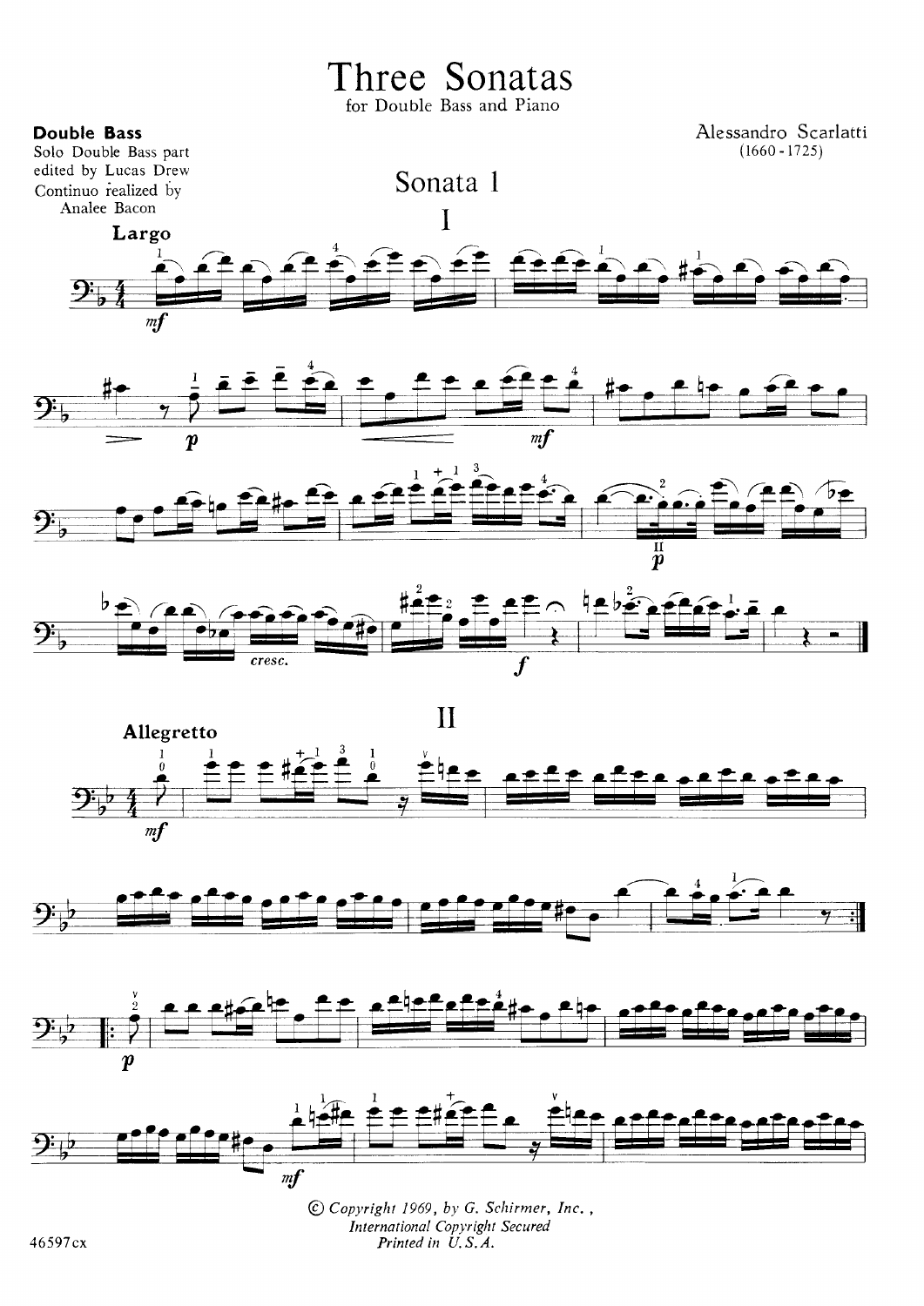# Three Sonatas

for Double Bass and Piano

**Double Bass**

Solo Double Bass part edited by Lucas Drew

Continuo realized by Analee Bacon

Alessandro Scarlatti (1660 - 1725)

## Sonata 1

### I

**Largo**

### II

**Allegretto**

© Copyright 1969, by G. Schirmer, Inc., International Copyright Secured Printed in U.S.A.

46597cx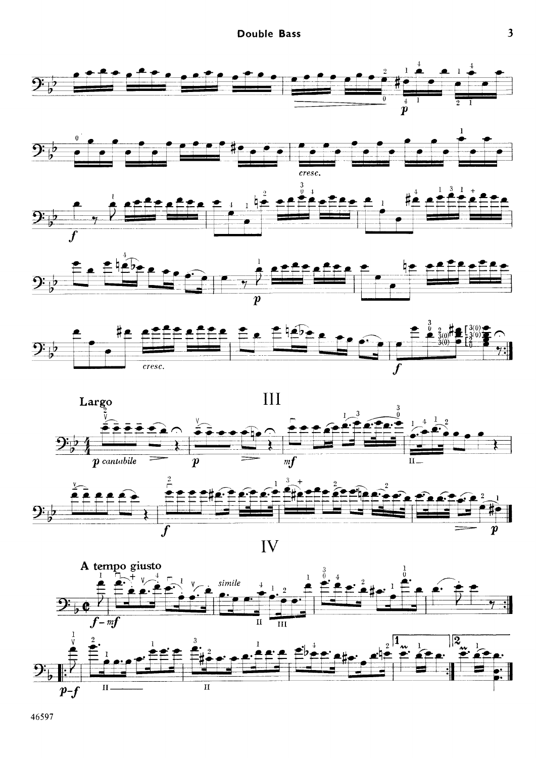## III

**Largo**

## IV

**A tempo giusto**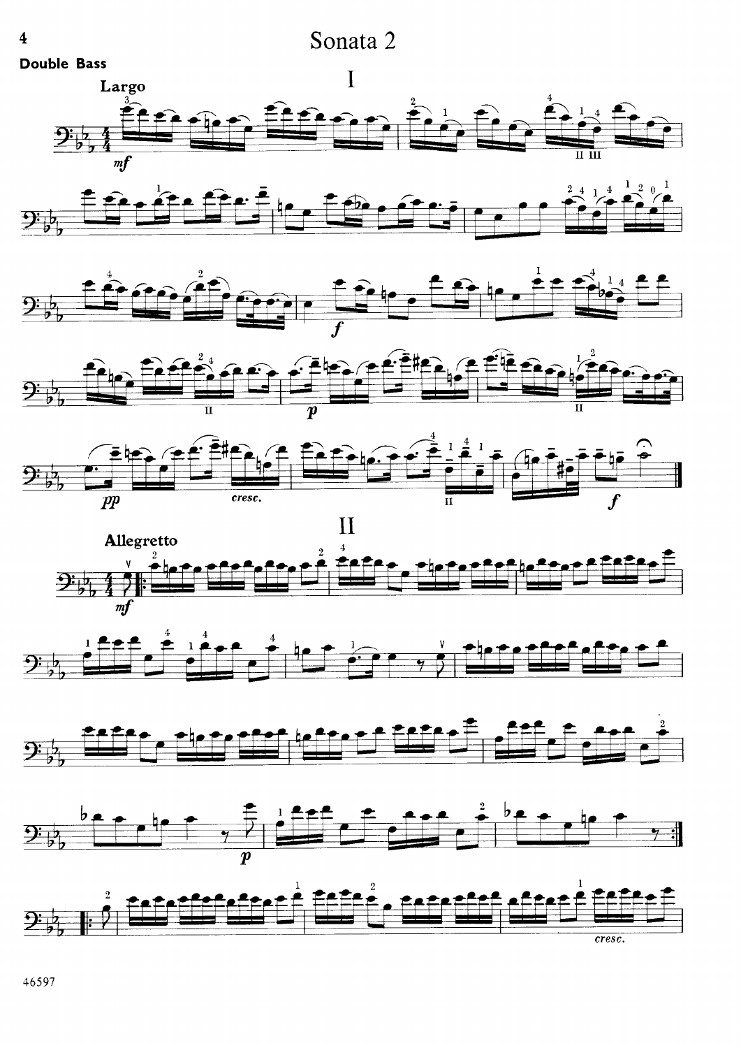# Sonata 2

**Double Bass**

## I

**Largo**

*mf*

*f*

*p*

*pp* *cresc.*

*f*

## II

**Allegretto**

*mf*

*p*

*cresc.*

46597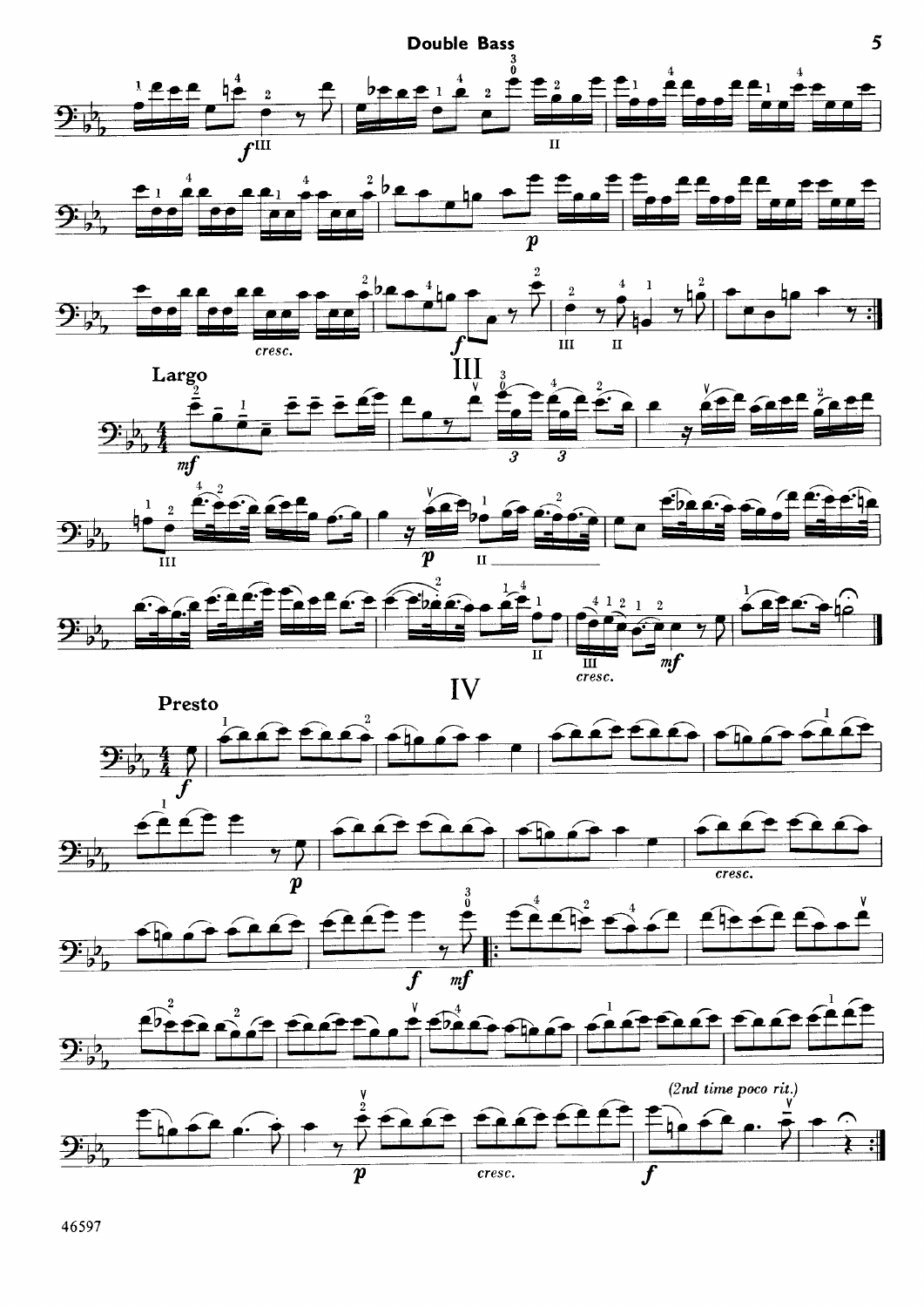## III

**Largo**

## IV

**Presto**

*(2nd time poco rit.)*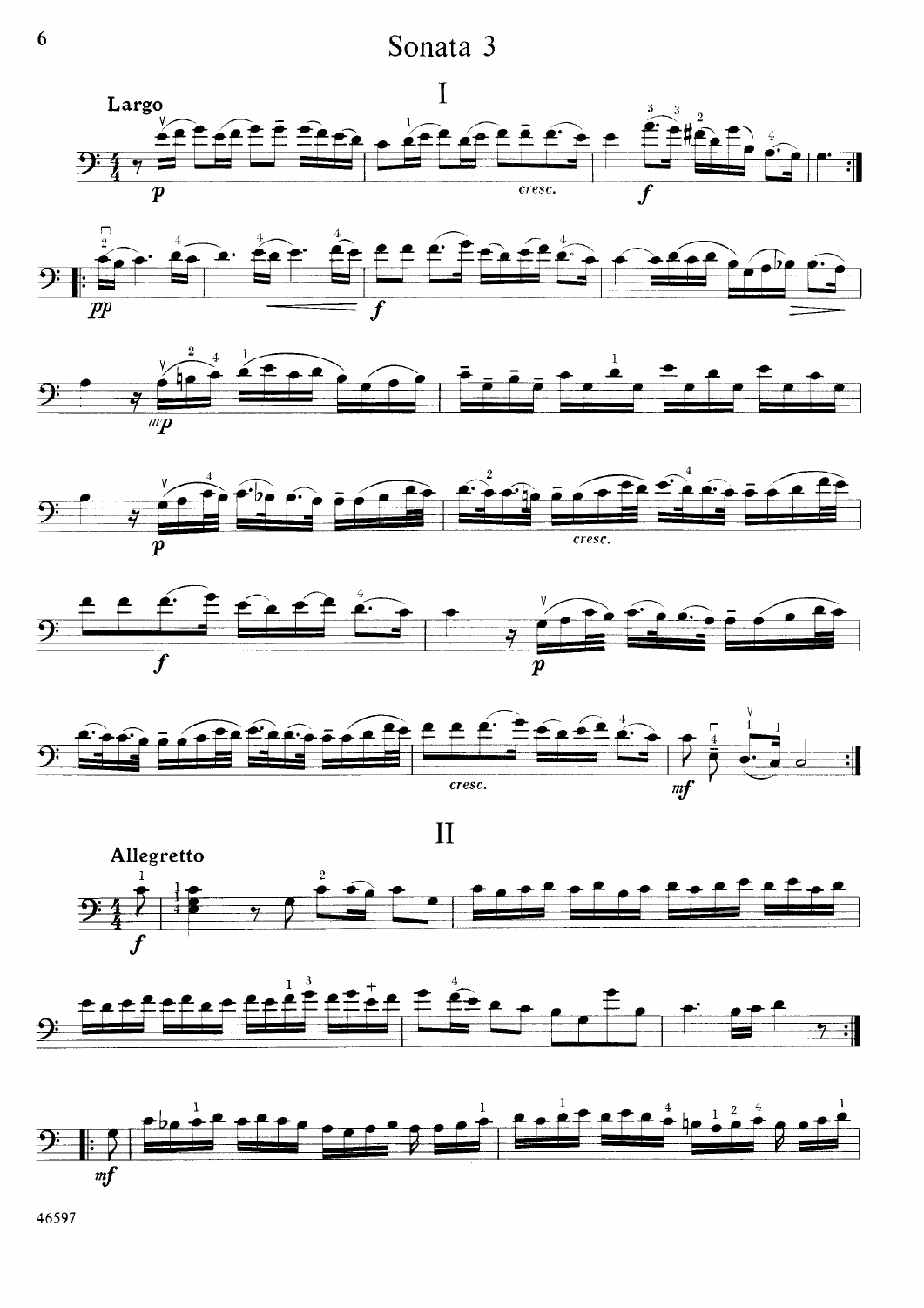# Sonata 3

## I

**Largo**

## II

**Allegretto**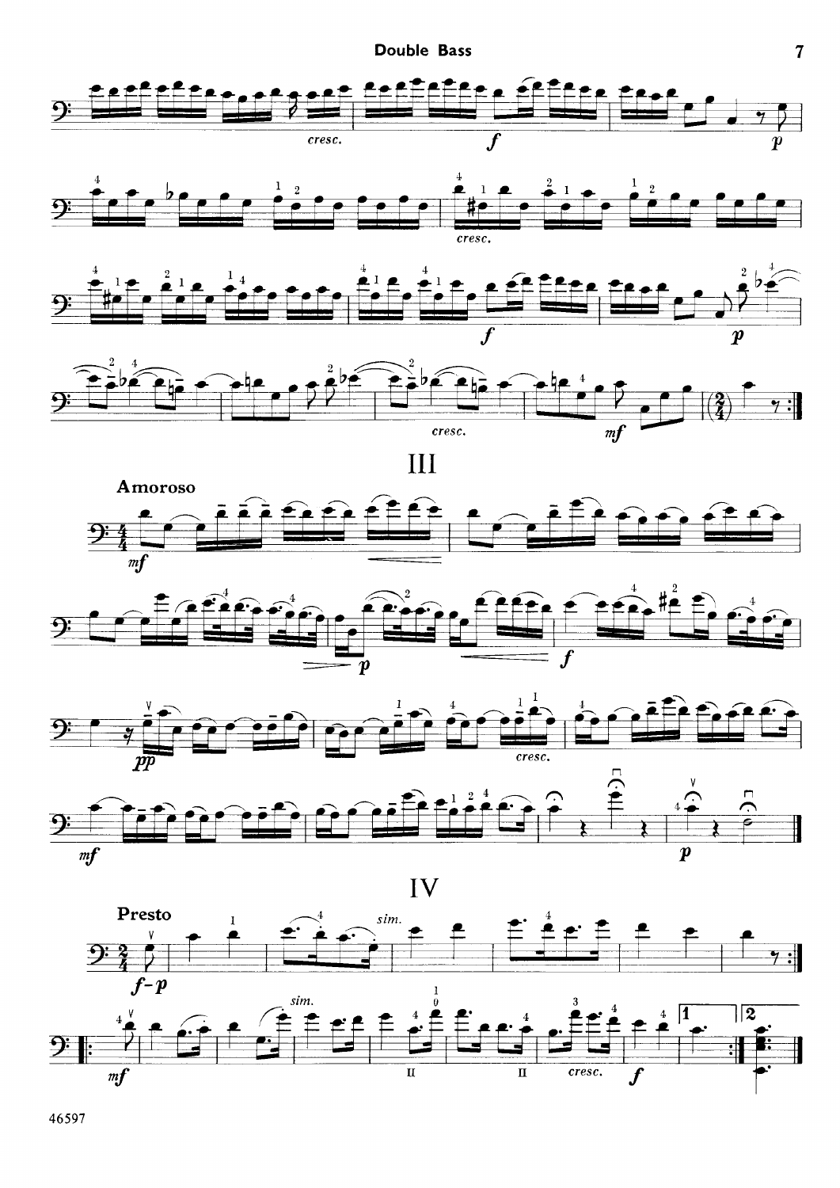## III

**Amoroso**

## IV

**Presto**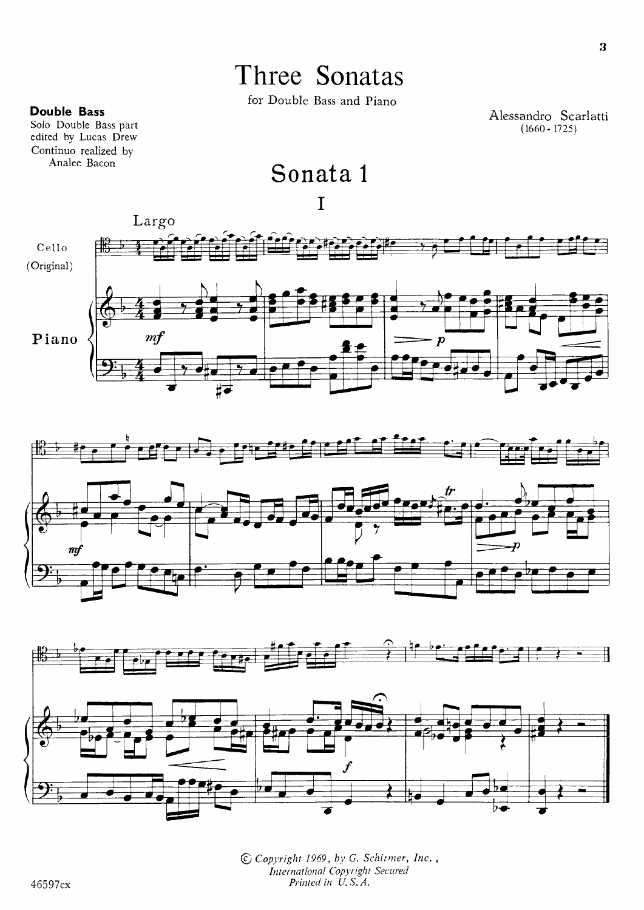# Three Sonatas

for Double Bass and Piano

**Double Bass**
Solo Double Bass part
edited by Lucas Drew
Continuo realized by
Analee Bacon

Alessandro Scarlatti
(1660 - 1725)

## Sonata 1

### I

© Copyright 1969, by G. Schirmer, Inc.,
International Copyright Secured
Printed in U.S.A.

46597cx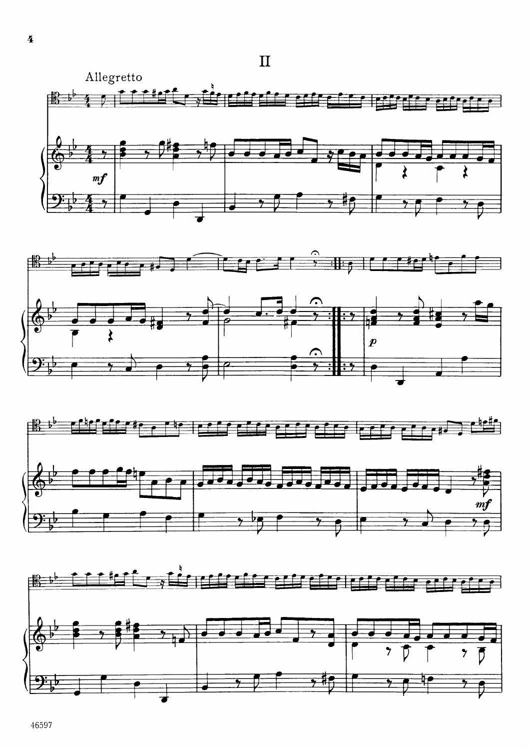# II

Allegretto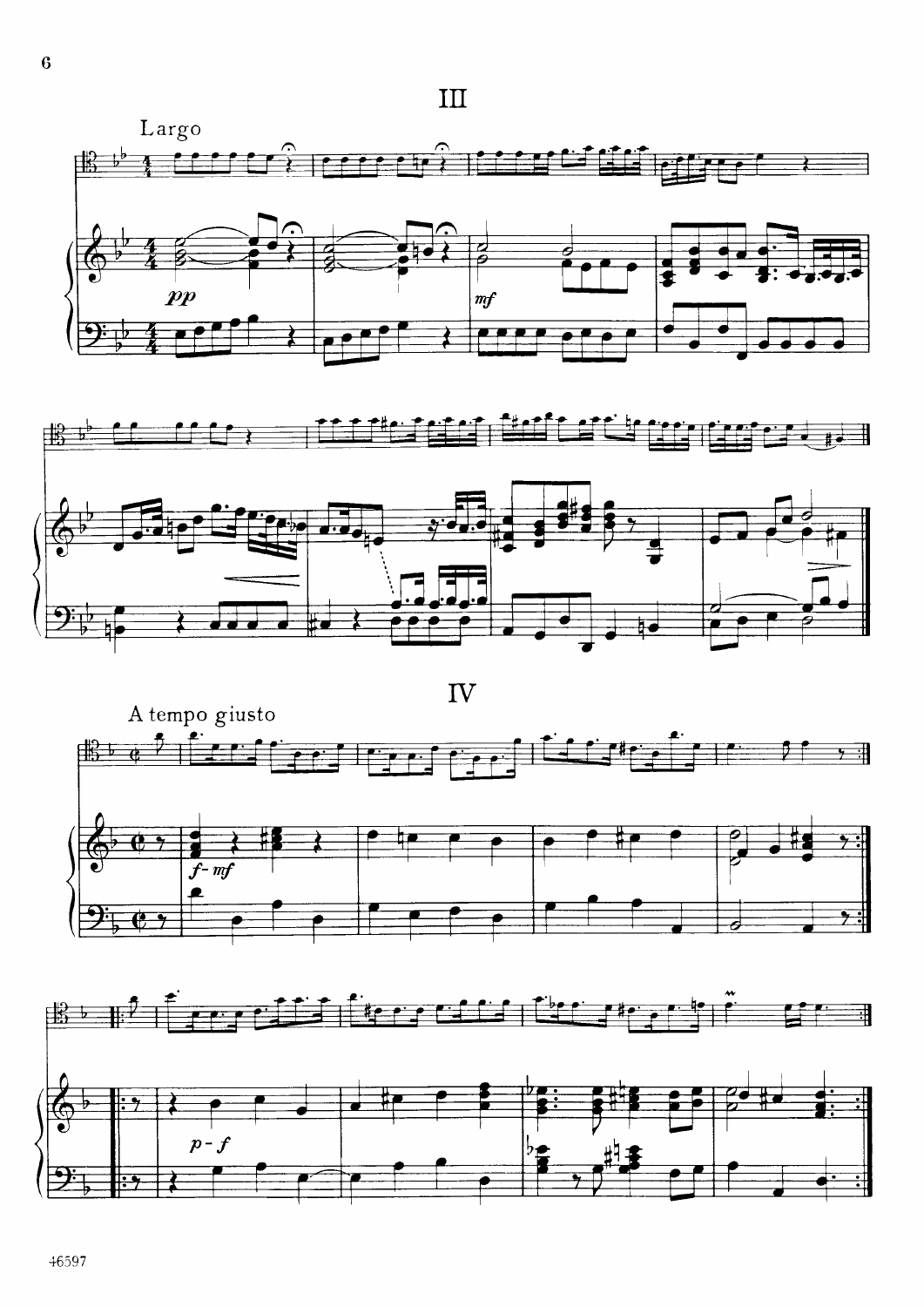## III

Largo

*pp*

*mf*

## IV

A tempo giusto

*f-mf*

*p-f*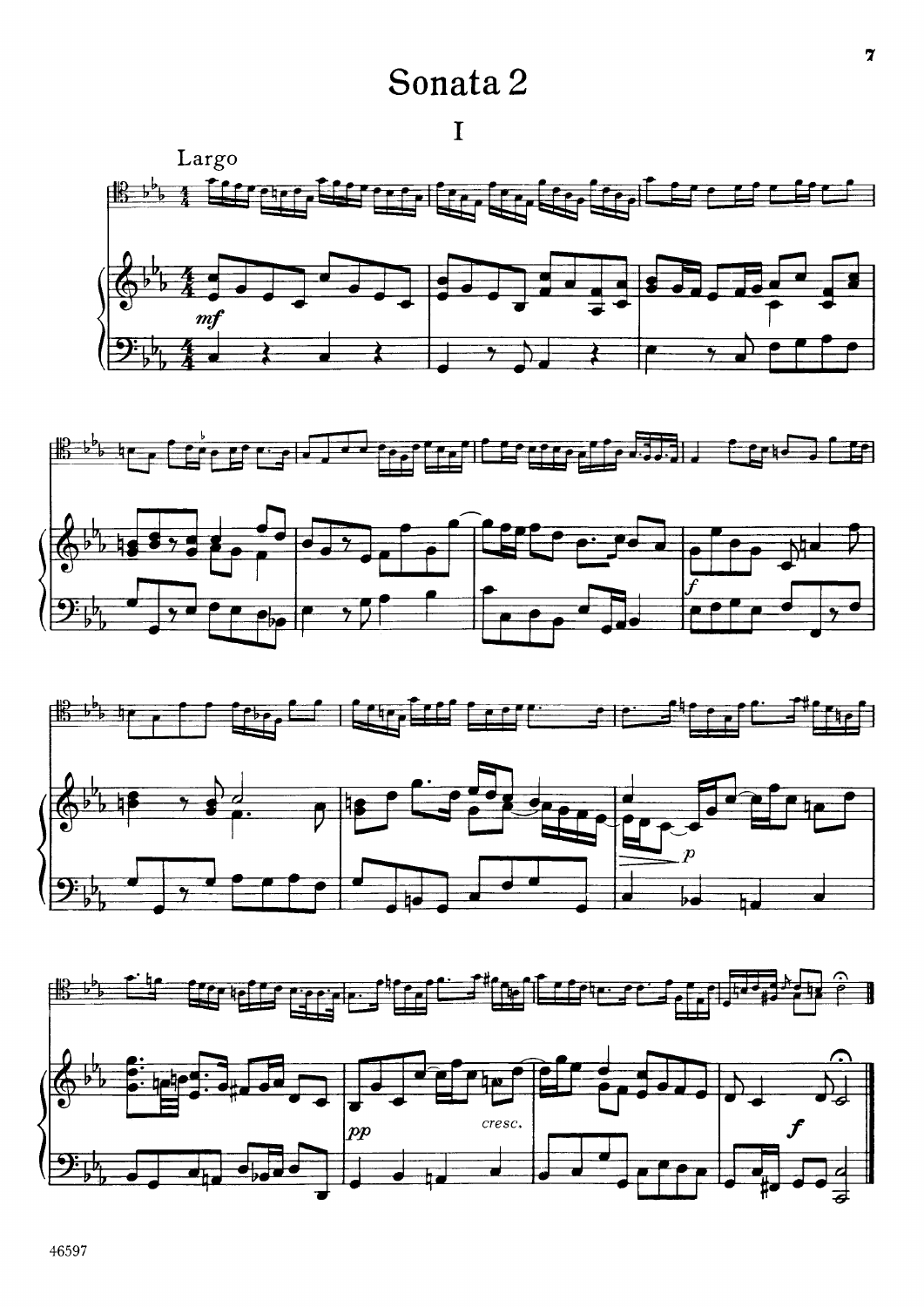# Sonata 2

## I

Largo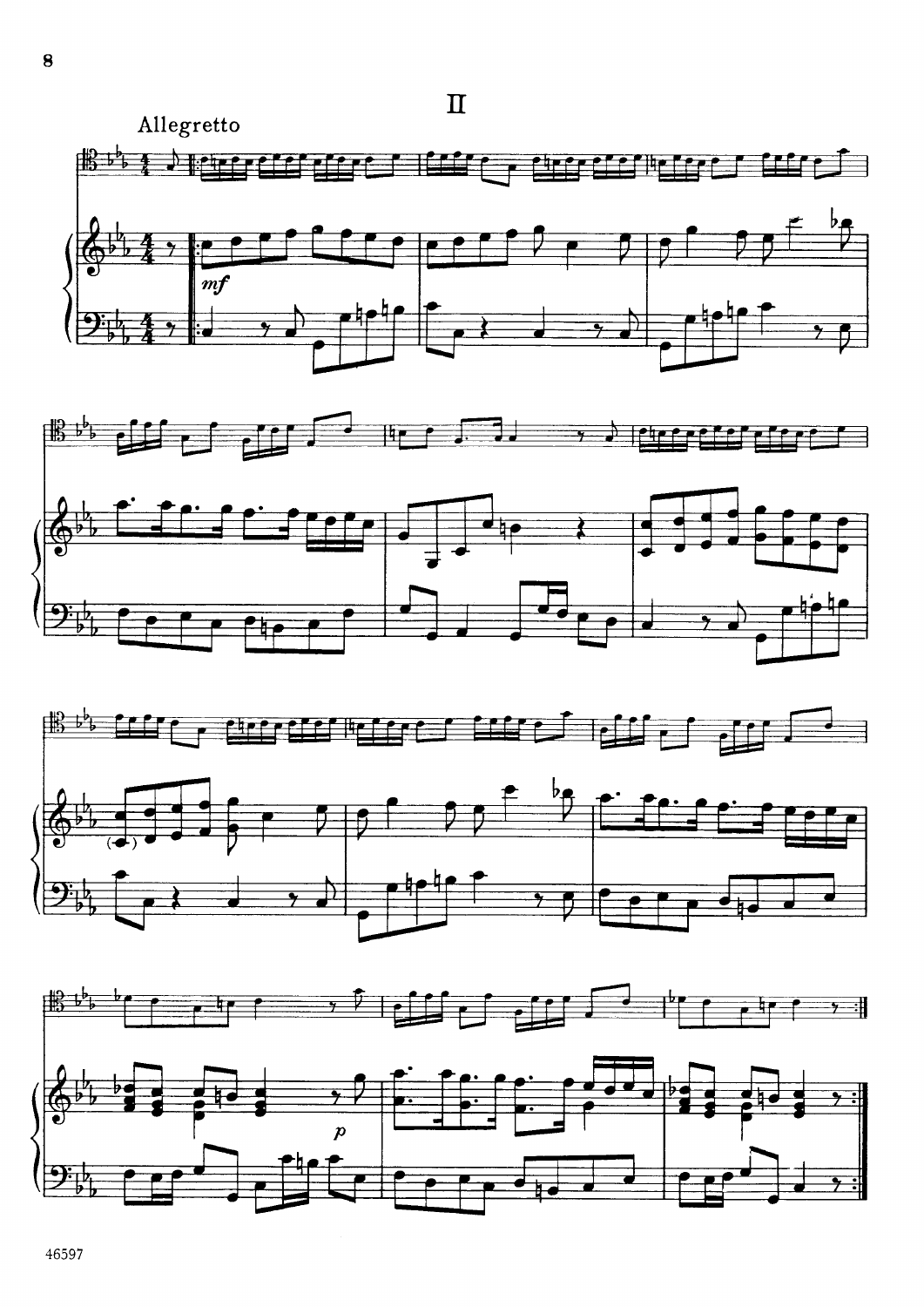# II

Allegretto

*mf*

*p*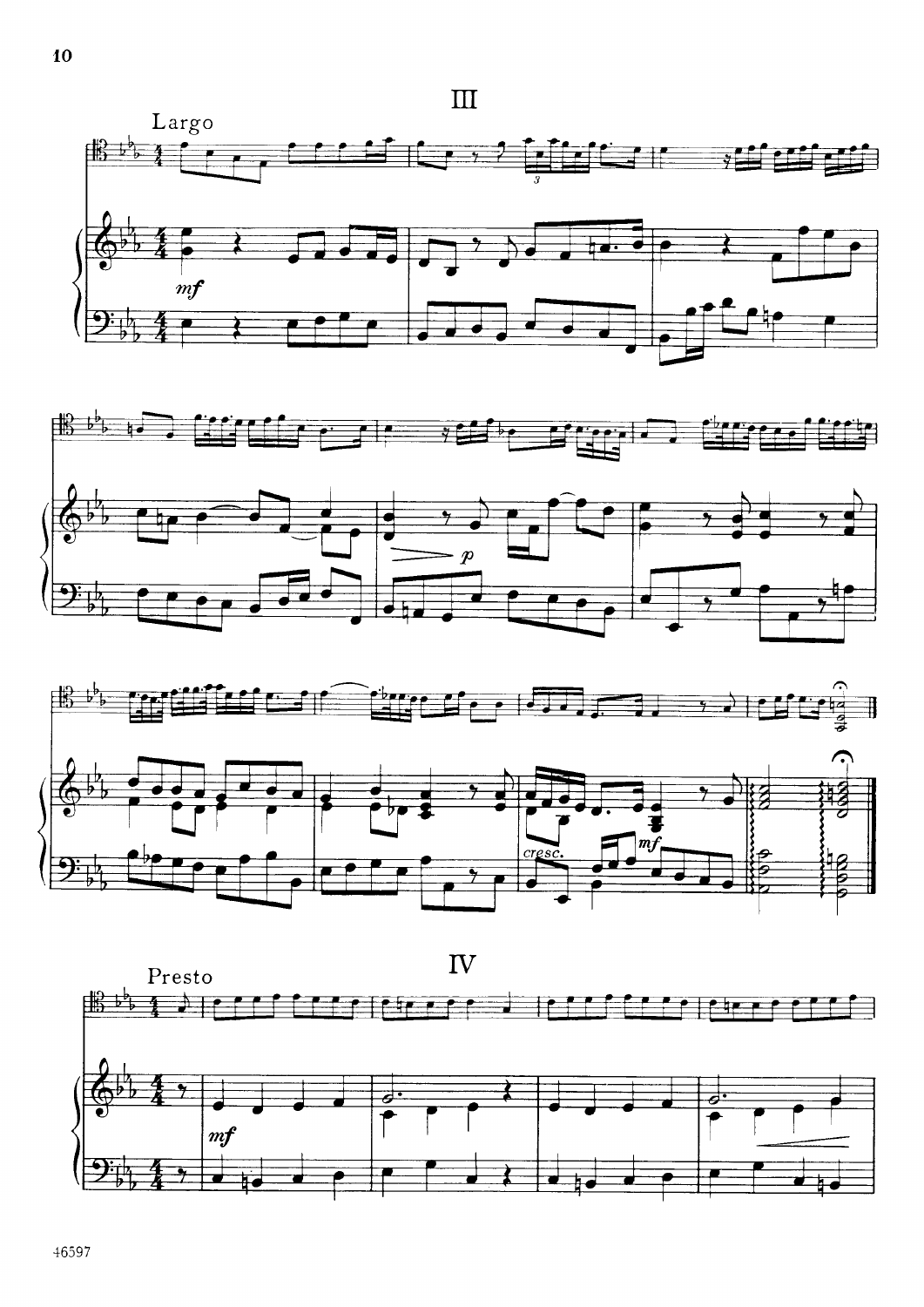# III

Largo

*mf*

*p*

*cresc.*

*mf*

# IV

Presto

*mf*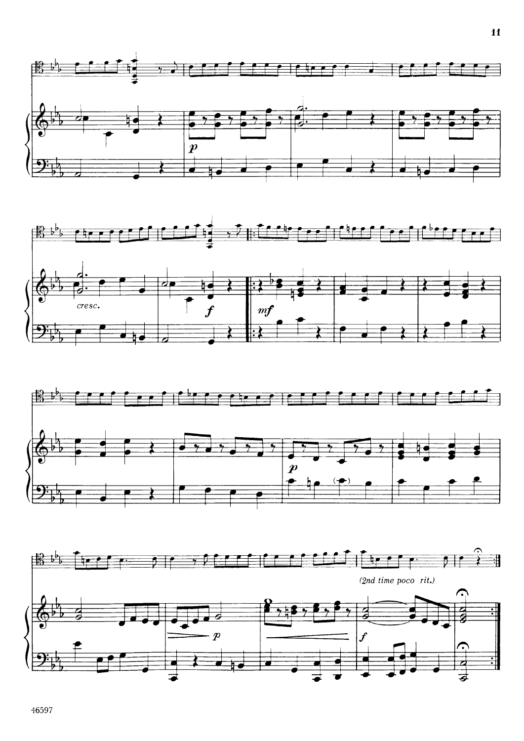*(2nd time poco rit.)*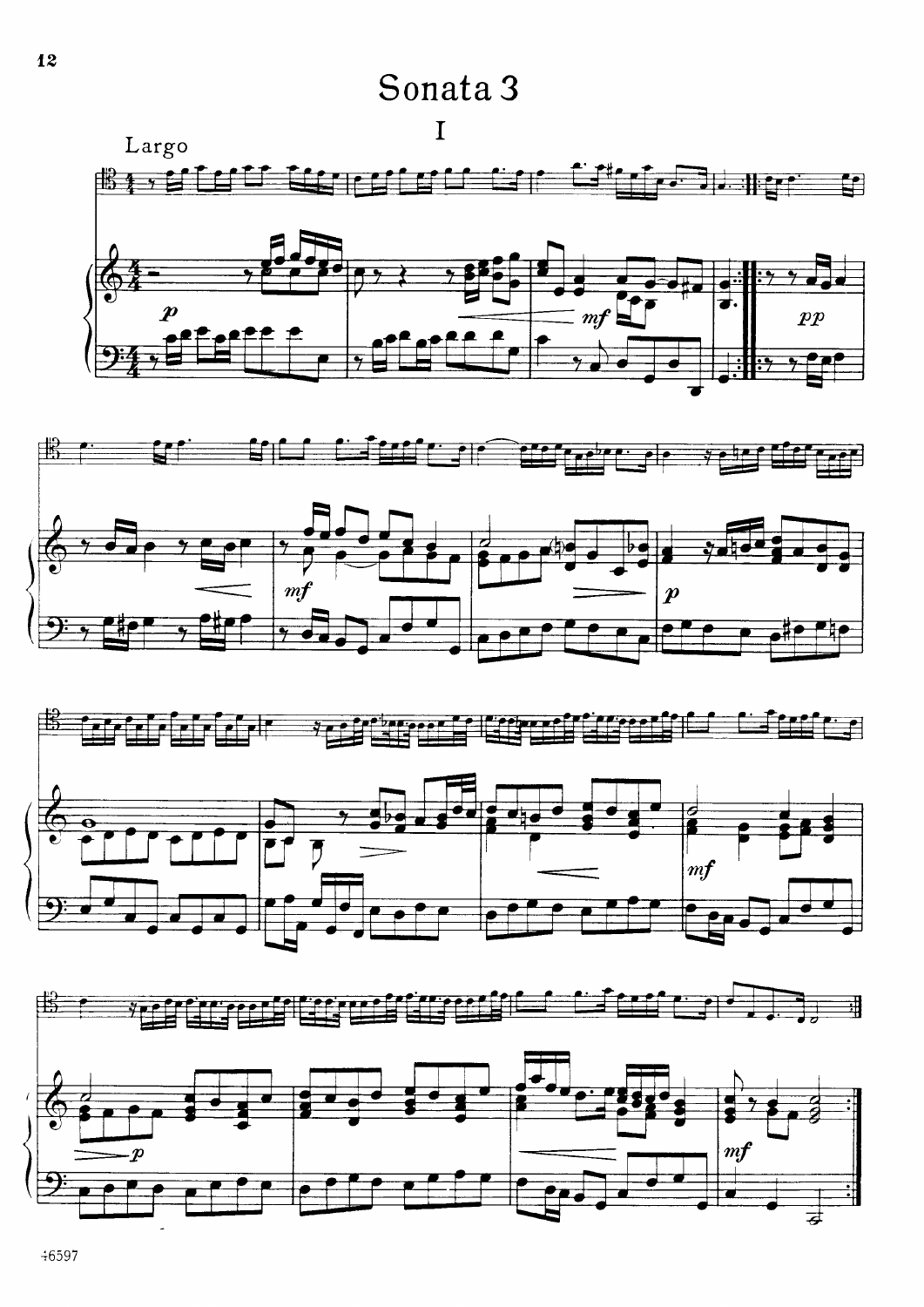# Sonata 3

## I

Largo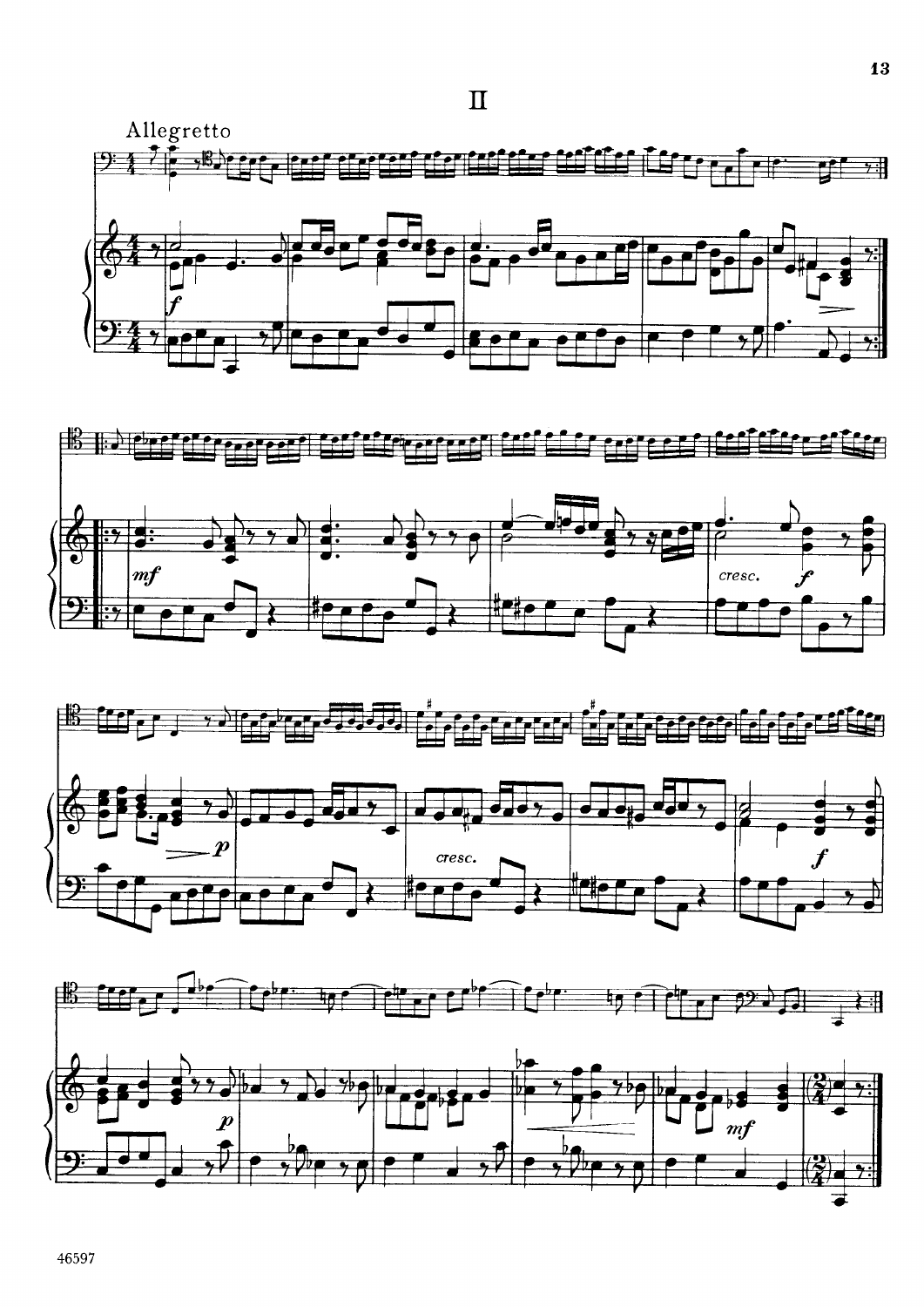# II

Allegretto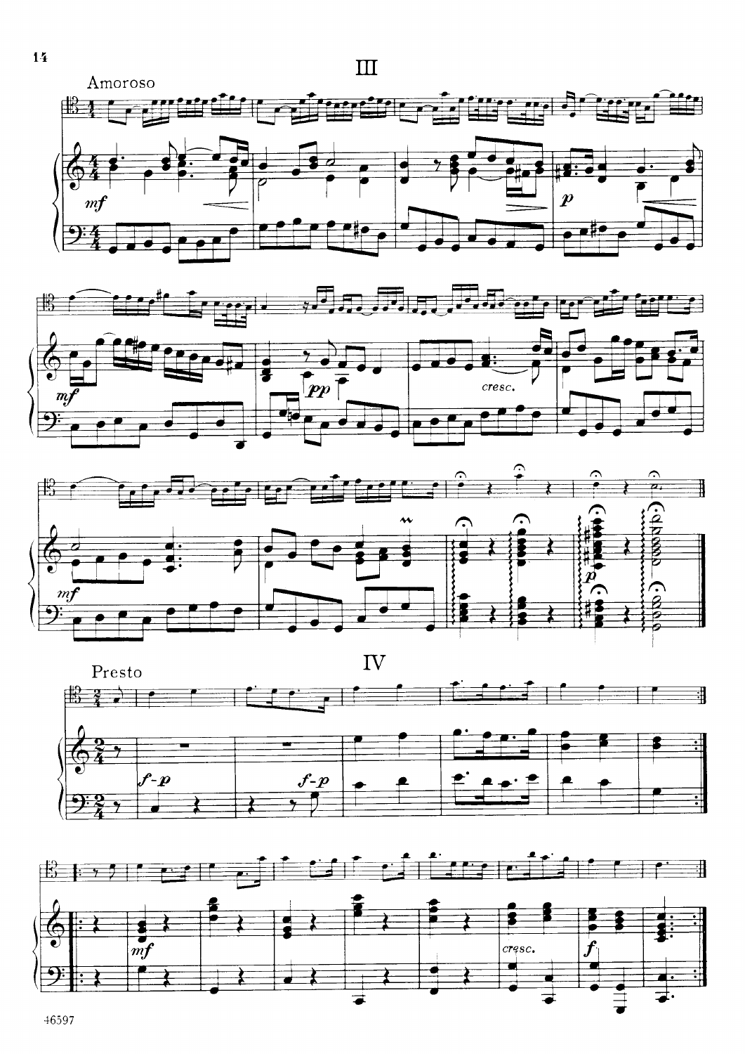# III

Amoroso

# IV

Presto